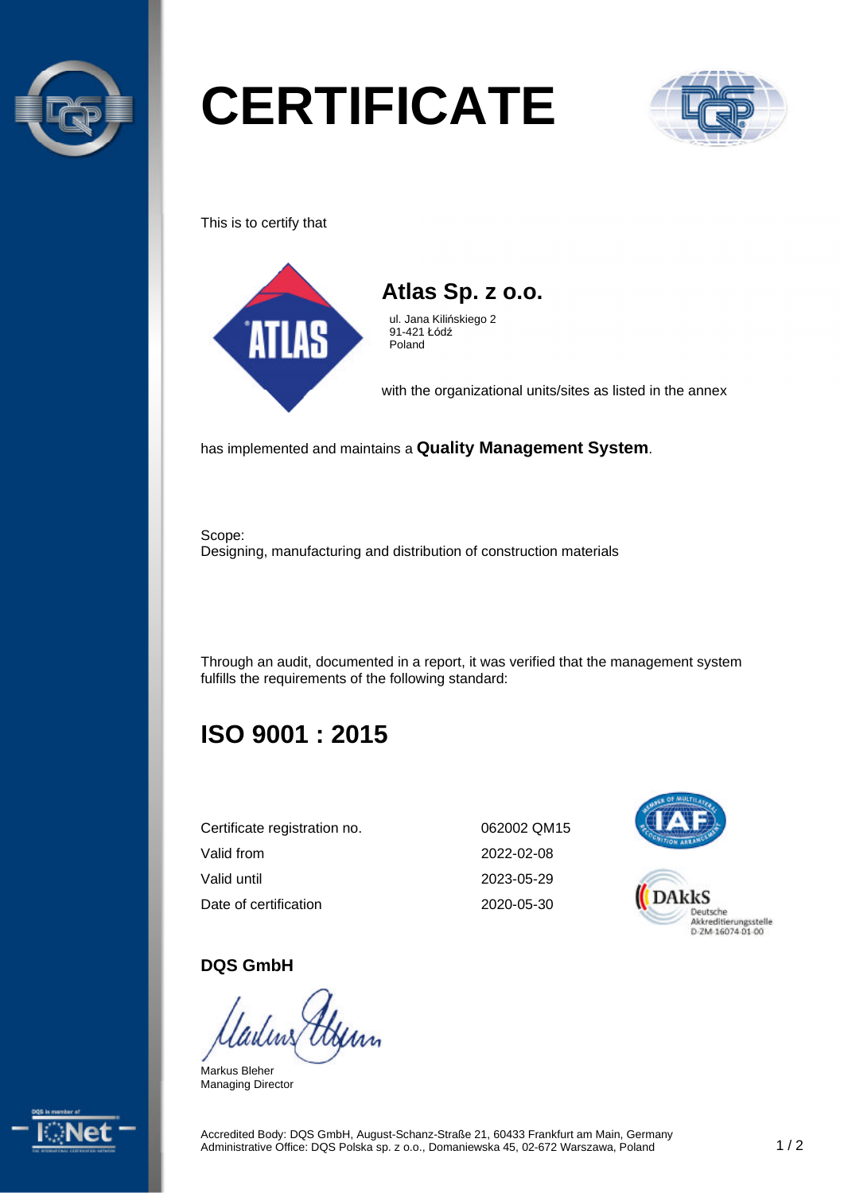# CERTIFICATE

This is to certify that

## Atlas Sp. z o.o.

ul. Jana Kilińskiego 2
91-421 Łódź
Poland

with the organizational units/sites as listed in the annex

has implemented and maintains a **Quality Management System**.

Scope:
Designing, manufacturing and distribution of construction materials

Through an audit, documented in a report, it was verified that the management system fulfills the requirements of the following standard:

## ISO 9001 : 2015

| | |
|---|---|
| Certificate registration no. | 062002 QM15 |
| Valid from | 2022-02-08 |
| Valid until | 2023-05-29 |
| Date of certification | 2020-05-30 |

DAkkS Deutsche Akkreditierungsstelle D-ZM-16074-01-00

**DQS GmbH**

Markus Bleher
Managing Director

Accredited Body: DQS GmbH, August-Schanz-Straße 21, 60433 Frankfurt am Main, Germany
Administrative Office: DQS Polska sp. z o.o., Domaniewska 45, 02-672 Warszawa, Poland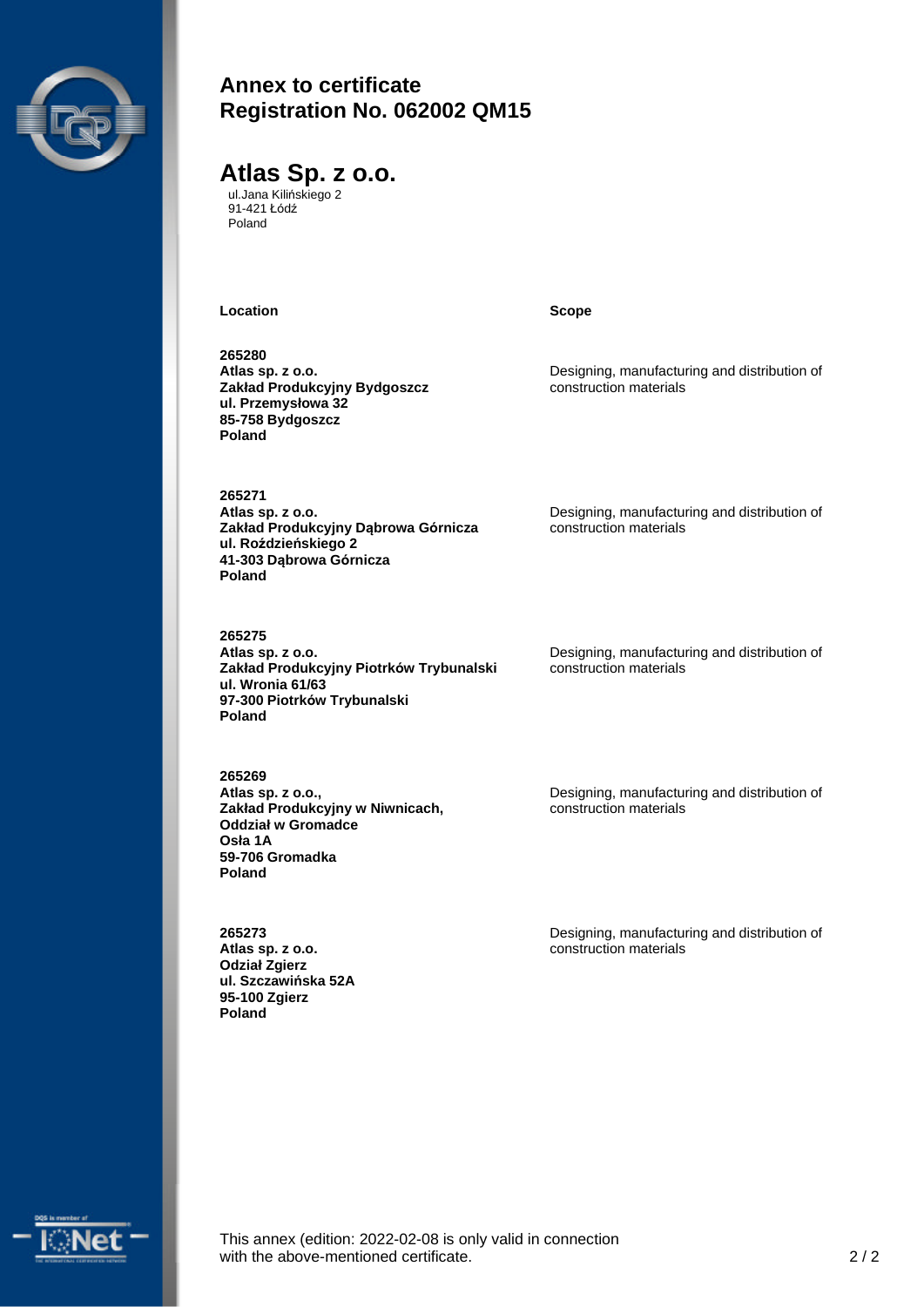# Annex to certificate
# Registration No. 062002 QM15

## Atlas Sp. z o.o.

ul.Jana Kilińskiego 2
91-421 Łódź
Poland

| Location | Scope |
| --- | --- |
| **265280**<br>**Atlas sp. z o.o.**<br>**Zakład Produkcyjny Bydgoszcz**<br>**ul. Przemysłowa 32**<br>**85-758 Bydgoszcz**<br>**Poland** | Designing, manufacturing and distribution of construction materials |
| **265271**<br>**Atlas sp. z o.o.**<br>**Zakład Produkcyjny Dąbrowa Górnicza**<br>**ul. Roździeńskiego 2**<br>**41-303 Dąbrowa Górnicza**<br>**Poland** | Designing, manufacturing and distribution of construction materials |
| **265275**<br>**Atlas sp. z o.o.**<br>**Zakład Produkcyjny Piotrków Trybunalski**<br>**ul. Wronia 61/63**<br>**97-300 Piotrków Trybunalski**<br>**Poland** | Designing, manufacturing and distribution of construction materials |
| **265269**<br>**Atlas sp. z o.o.,**<br>**Zakład Produkcyjny w Niwnicach,**<br>**Oddział w Gromadce**<br>**Osła 1A**<br>**59-706 Gromadka**<br>**Poland** | Designing, manufacturing and distribution of construction materials |
| **265273**<br>**Atlas sp. z o.o.**<br>**Odział Zgierz**<br>**ul. Szczawińska 52A**<br>**95-100 Zgierz**<br>**Poland** | Designing, manufacturing and distribution of construction materials |

This annex (edition: 2022-02-08 is only valid in connection with the above-mentioned certificate.